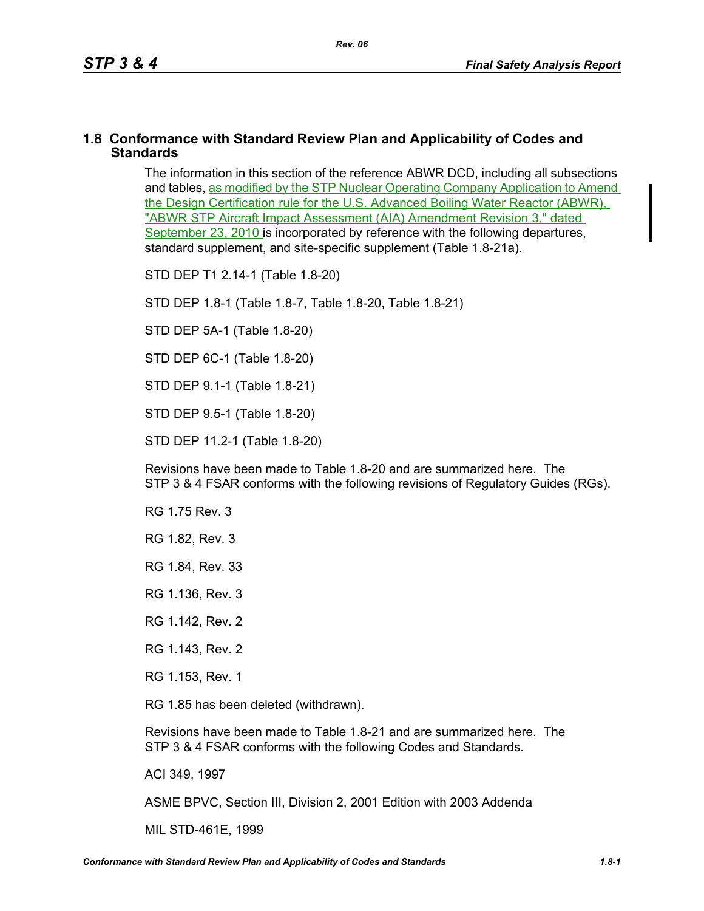## 1.8 Conformance with Standard Review Plan and Applicability of Codes and Standards

The information in this section of the reference ABWR DCD, including all subsections and tables, as modified by the STP Nuclear Operating Company Application to Amend the Design Certification rule for the U.S. Advanced Boiling Water Reactor (ABWR), "ABWR STP Aircraft Impact Assessment (AIA) Amendment Revision 3," dated September 23, 2010 is incorporated by reference with the following departures, standard supplement, and site-specific supplement (Table 1.8-21a).

STD DEP T1 2.14-1 (Table 1.8-20)

STD DEP 1.8-1 (Table 1.8-7, Table 1.8-20, Table 1.8-21)

STD DEP 5A-1 (Table 1.8-20)

STD DEP 6C-1 (Table 1.8-20)

STD DEP 9.1-1 (Table 1.8-21)

STD DEP 9.5-1 (Table 1.8-20)

STD DEP 11.2-1 (Table 1.8-20)

Revisions have been made to Table 1.8-20 and are summarized here. The STP 3 & 4 FSAR conforms with the following revisions of Regulatory Guides (RGs).

RG 1.75 Rev. 3

RG 1.82, Rev. 3

RG 1.84, Rev. 33

RG 1.136, Rev. 3

RG 1.142, Rev. 2

RG 1.143, Rev. 2

RG 1.153, Rev. 1

RG 1.85 has been deleted (withdrawn).

Revisions have been made to Table 1.8-21 and are summarized here. The STP 3 & 4 FSAR conforms with the following Codes and Standards.

ACI 349, 1997

ASME BPVC, Section III, Division 2, 2001 Edition with 2003 Addenda

MIL STD-461E, 1999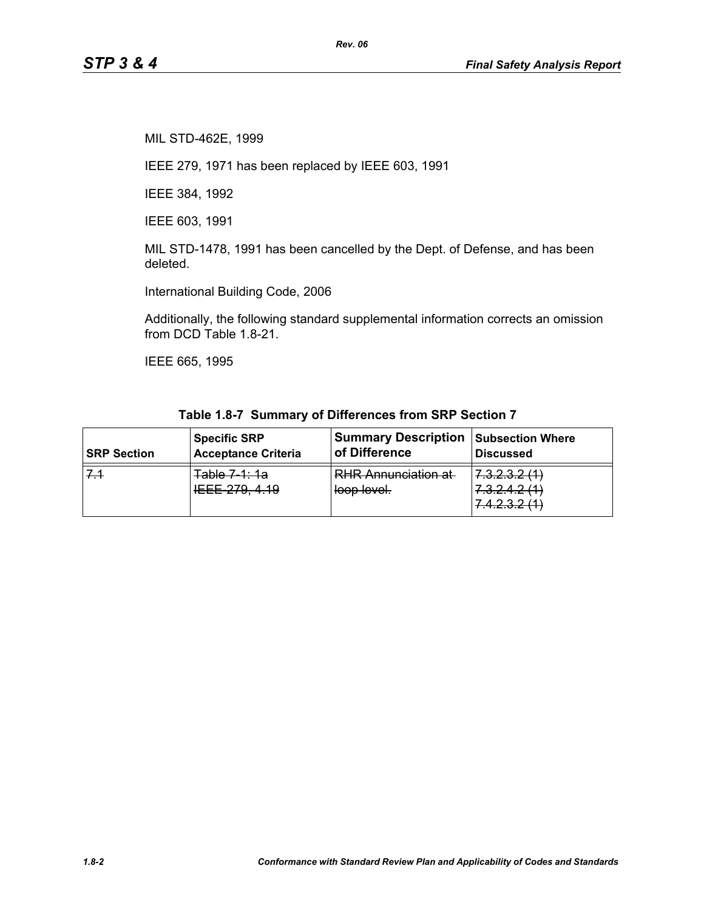MIL STD-462E, 1999

IEEE 279, 1971 has been replaced by IEEE 603, 1991

IEEE 384, 1992

IEEE 603, 1991

MIL STD-1478, 1991 has been cancelled by the Dept. of Defense, and has been deleted.

International Building Code, 2006

Additionally, the following standard supplemental information corrects an omission from DCD Table 1.8-21.

IEEE 665, 1995

**Table 1.8-7 Summary of Differences from SRP Section 7**

| SRP Section | Specific SRP Acceptance Criteria | Summary Description of Difference | Subsection Where Discussed |
|---|---|---|---|
| ~~7.1~~ | ~~Table 7-1: 1a IEEE 279, 4.19~~ | ~~RHR Annunciation at loop level.~~ | ~~7.3.2.3.2 (1) 7.3.2.4.2 (1) 7.4.2.3.2 (1)~~ |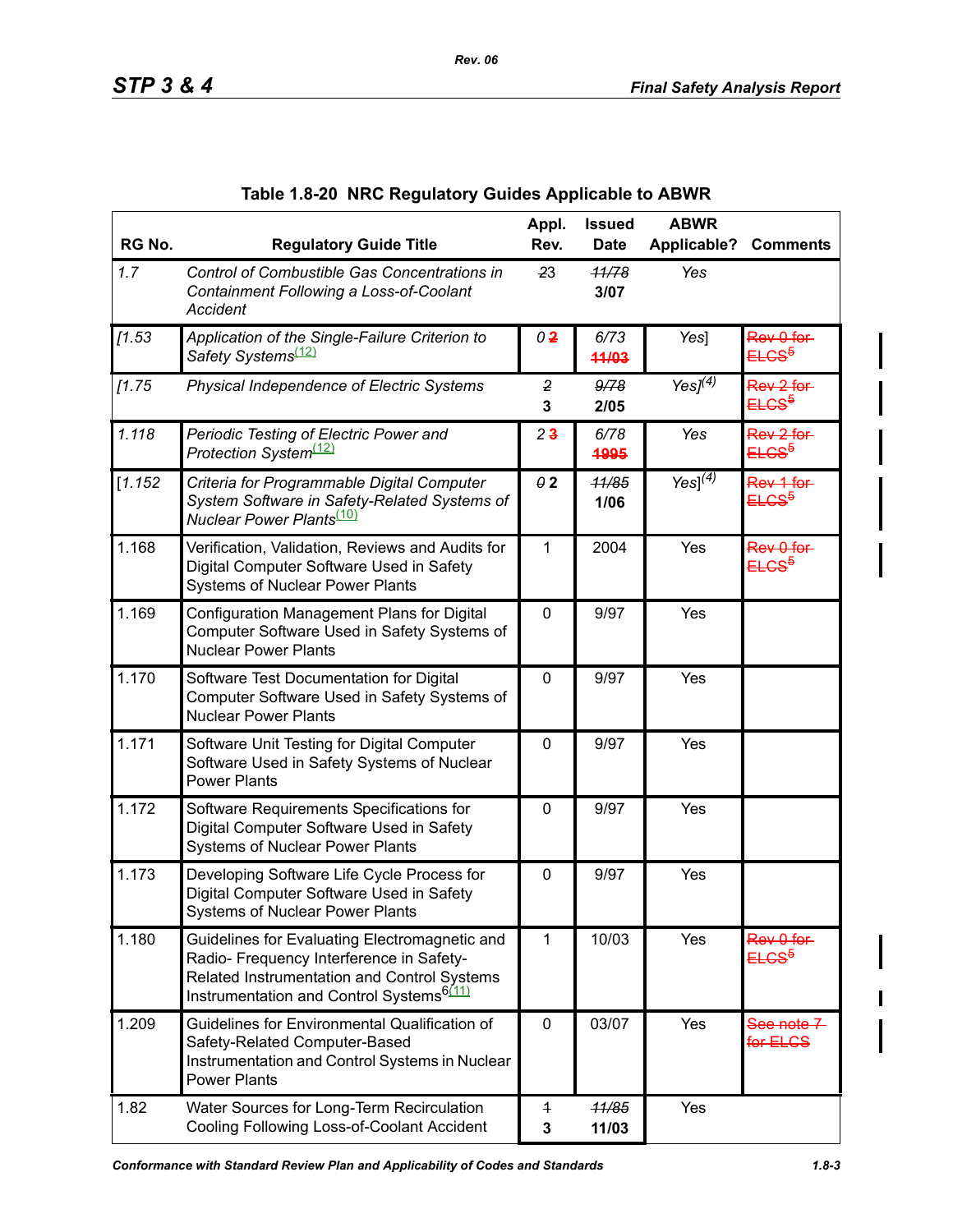Table 1.8-20 NRC Regulatory Guides Applicable to ABWR

| RG No. | Regulatory Guide Title | Appl. Rev. | Issued Date | ABWR Applicable? | Comments |
|---|---|---|---|---|---|
| *1.7* | *Control of Combustible Gas Concentrations in Containment Following a Loss-of-Coolant Accident* | ~~*2*~~3 | ~~*11/78*~~ **3/07** | *Yes* | |
| *[1.53* | *Application of the Single-Failure Criterion to Safety Systems*(12) | *0* ~~2~~ | 6/73 ~~11/03~~ | *Yes]* | ~~Rev 0 for ELCS5~~ |
| *[1.75* | *Physical Independence of Electric Systems* | ~~*2*~~ **3** | ~~*9/78*~~ **2/05** | *Yes]*(4) | ~~Rev 2 for ELCS5~~ |
| *1.118* | *Periodic Testing of Electric Power and Protection System*(12) | *2* ~~3~~ | 6/78 ~~1995~~ | *Yes* | ~~Rev 2 for ELCS5~~ |
| *[1.152* | *Criteria for Programmable Digital Computer System Software in Safety-Related Systems of Nuclear Power Plants*(10) | ~~*0*~~ **2** | ~~*11/85*~~ **1/06** | *Yes]*(4) | ~~Rev 1 for ELCS5~~ |
| 1.168 | Verification, Validation, Reviews and Audits for Digital Computer Software Used in Safety Systems of Nuclear Power Plants | 1 | 2004 | Yes | ~~Rev 0 for ELCS5~~ |
| 1.169 | Configuration Management Plans for Digital Computer Software Used in Safety Systems of Nuclear Power Plants | 0 | 9/97 | Yes | |
| 1.170 | Software Test Documentation for Digital Computer Software Used in Safety Systems of Nuclear Power Plants | 0 | 9/97 | Yes | |
| 1.171 | Software Unit Testing for Digital Computer Software Used in Safety Systems of Nuclear Power Plants | 0 | 9/97 | Yes | |
| 1.172 | Software Requirements Specifications for Digital Computer Software Used in Safety Systems of Nuclear Power Plants | 0 | 9/97 | Yes | |
| 1.173 | Developing Software Life Cycle Process for Digital Computer Software Used in Safety Systems of Nuclear Power Plants | 0 | 9/97 | Yes | |
| 1.180 | Guidelines for Evaluating Electromagnetic and Radio- Frequency Interference in Safety-Related Instrumentation and Control Systems Instrumentation and Control Systems6(11) | 1 | 10/03 | Yes | ~~Rev 0 for ELCS5~~ |
| 1.209 | Guidelines for Environmental Qualification of Safety-Related Computer-Based Instrumentation and Control Systems in Nuclear Power Plants | 0 | 03/07 | Yes | ~~See note 7 for ELCS~~ |
| 1.82 | Water Sources for Long-Term Recirculation Cooling Following Loss-of-Coolant Accident | ~~1~~ **3** | ~~*11/85*~~ **11/03** | Yes | |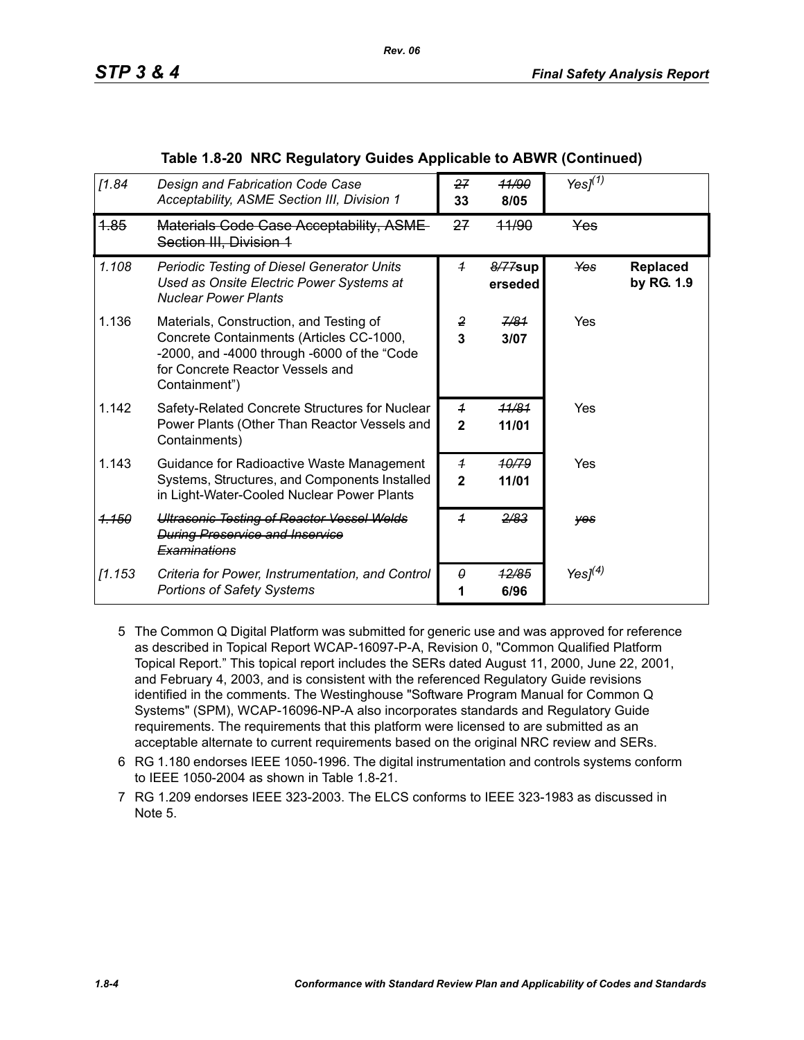Table 1.8-20 NRC Regulatory Guides Applicable to ABWR (Continued)

| | | | | | |
|---|---|---|---|---|---|
| *[1.84* | *Design and Fabrication Code Case Acceptability, ASME Section III, Division 1* | ~~27~~ **33** | ~~11/90~~ **8/05** | *Yes]*(1) | |
| ~~1.85~~ | ~~Materials Code Case Acceptability, ASME Section III, Division 1~~ | ~~27~~ | ~~11/90~~ | ~~Yes~~ | |
| *1.108* | *Periodic Testing of Diesel Generator Units Used as Onsite Electric Power Systems at Nuclear Power Plants* | ~~1~~ | ~~8/77~~**superseded** | ~~Yes~~ | **Replaced by RG. 1.9** |
| 1.136 | Materials, Construction, and Testing of Concrete Containments (Articles CC-1000, -2000, and -4000 through -6000 of the "Code for Concrete Reactor Vessels and Containment") | ~~2~~ **3** | ~~7/81~~ **3/07** | Yes | |
| 1.142 | Safety-Related Concrete Structures for Nuclear Power Plants (Other Than Reactor Vessels and Containments) | ~~1~~ **2** | ~~11/81~~ **11/01** | Yes | |
| 1.143 | Guidance for Radioactive Waste Management Systems, Structures, and Components Installed in Light-Water-Cooled Nuclear Power Plants | ~~1~~ **2** | ~~10/79~~ **11/01** | Yes | |
| ~~*1.150*~~ | ~~*Ultrasonic Testing of Reactor Vessel Welds During Preservice and Inservice Examinations*~~ | ~~1~~ | ~~2/83~~ | ~~yes~~ | |
| *[1.153* | *Criteria for Power, Instrumentation, and Control Portions of Safety Systems* | ~~0~~ **1** | ~~12/85~~ **6/96** | *Yes]*(4) | |

5 The Common Q Digital Platform was submitted for generic use and was approved for reference as described in Topical Report WCAP-16097-P-A, Revision 0, "Common Qualified Platform Topical Report." This topical report includes the SERs dated August 11, 2000, June 22, 2001, and February 4, 2003, and is consistent with the referenced Regulatory Guide revisions identified in the comments. The Westinghouse "Software Program Manual for Common Q Systems" (SPM), WCAP-16096-NP-A also incorporates standards and Regulatory Guide requirements. The requirements that this platform were licensed to are submitted as an acceptable alternate to current requirements based on the original NRC review and SERs.

6 RG 1.180 endorses IEEE 1050-1996. The digital instrumentation and controls systems conform to IEEE 1050-2004 as shown in Table 1.8-21.

7 RG 1.209 endorses IEEE 323-2003. The ELCS conforms to IEEE 323-1983 as discussed in Note 5.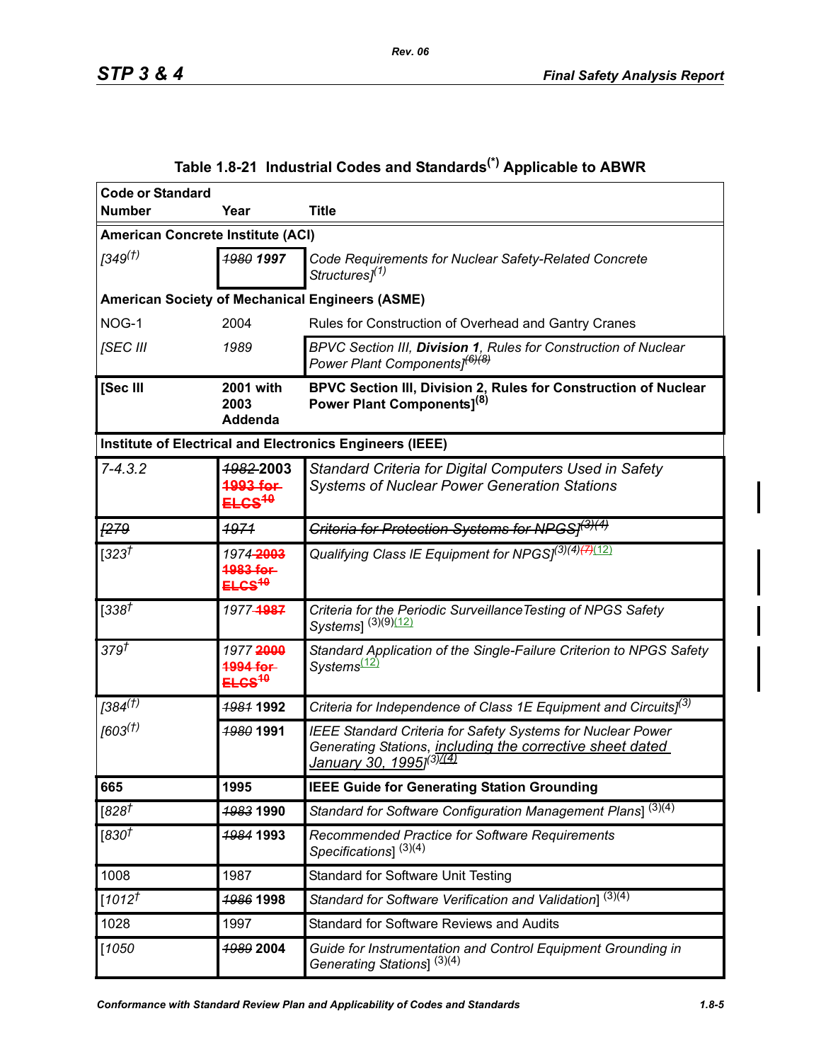Table 1.8-21 Industrial Codes and Standards(*) Applicable to ABWR

| Code or Standard Number | Year | Title |
|---|---|---|
| **American Concrete Institute (ACI)** | | |
| *[349(†)* | ~~*1980*~~ ***1997*** | *Code Requirements for Nuclear Safety-Related Concrete Structures](1)* |
| **American Society of Mechanical Engineers (ASME)** | | |
| NOG-1 | 2004 | Rules for Construction of Overhead and Gantry Cranes |
| *[SEC III* | *1989* | *BPVC Section III,* ***Division 1****, Rules for Construction of Nuclear Power Plant Components](6)(8)* |
| **[Sec III** | **2001 with 2003 Addenda** | **BPVC Section III, Division 2, Rules for Construction of Nuclear Power Plant Components](8)** |
| **Institute of Electrical and Electronics Engineers (IEEE)** | | |
| *7-4.3.2* | ~~*1982*~~ 2003 ~~1993 for ELCS10~~ | *Standard Criteria for Digital Computers Used in Safety Systems of Nuclear Power Generation Stations* |
| ~~*[279*~~ | ~~*1971*~~ | ~~*Criteria for Protection Systems for NPGS](3)(4)*~~ |
| *[323†* | *1974* ~~2003 1983 for ELCS10~~ | *Qualifying Class IE Equipment for NPGS](3)(4)*~~(7)~~(12) |
| *[338†* | *1977* ~~1987~~ | *Criteria for the Periodic SurveillanceTesting of NPGS Safety Systems]* (3)(9)(12) |
| *379†* | *1977* ~~2000 1994 for ELCS10~~ | *Standard Application of the Single-Failure Criterion to NPGS Safety Systems*(12) |
| *[384(†)* | ~~*1981*~~ **1992** | *Criteria for Independence of Class 1E Equipment and Circuits](3)* |
| *[603(†)* | ~~*1980*~~ **1991** | *IEEE Standard Criteria for Safety Systems for Nuclear Power Generating Stations, including the corrective sheet dated January 30, 1995](3)*~~(4)~~ |
| **665** | **1995** | **IEEE Guide for Generating Station Grounding** |
| *[828†* | ~~*1983*~~ **1990** | *Standard for Software Configuration Management Plans]* (3)(4) |
| *[830†* | ~~*1984*~~ **1993** | *Recommended Practice for Software Requirements Specifications]* (3)(4) |
| 1008 | 1987 | Standard for Software Unit Testing |
| *[1012†* | ~~*1986*~~ **1998** | *Standard for Software Verification and Validation]* (3)(4) |
| 1028 | 1997 | Standard for Software Reviews and Audits |
| *[1050* | ~~*1989*~~ **2004** | *Guide for Instrumentation and Control Equipment Grounding in Generating Stations]* (3)(4) |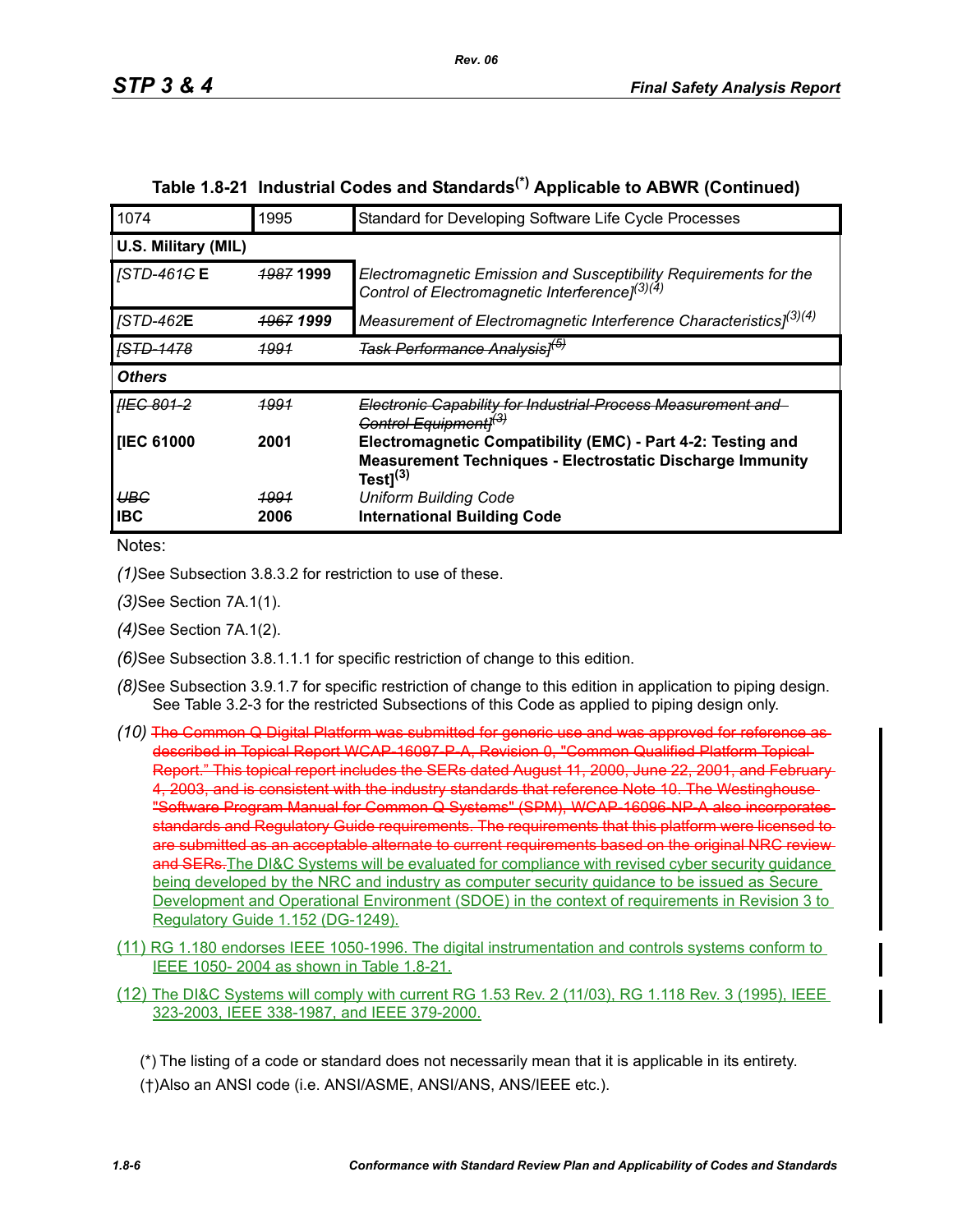## Table 1.8-21 Industrial Codes and Standards(*) Applicable to ABWR (Continued)

| | | |
|---|---|---|
| 1074 | 1995 | Standard for Developing Software Life Cycle Processes |
| **U.S. Military (MIL)** | | |
| *[STD-461~~C~~* **E** | *~~1987~~* **1999** | *Electromagnetic Emission and Susceptibility Requirements for the Control of Electromagnetic Interference]*(3)(4) |
| *[STD-462***E** | *~~1967~~* ***1999*** | *Measurement of Electromagnetic Interference Characteristics]*(3)(4) |
| *~~[STD-1478~~* | *~~1991~~* | *~~Task Performance Analysis]~~*~~(5)~~ |
| ***Others*** | | |
| *~~[IEC 801-2~~* | *~~1991~~* | *~~Electronic Capability for Industrial-Process Measurement and Control Equipment]~~*~~(3)~~ |
| **[IEC 61000** | **2001** | **Electromagnetic Compatibility (EMC) - Part 4-2: Testing and Measurement Techniques - Electrostatic Discharge Immunity Test]**(3) |
| *~~UBC~~* | *~~1991~~* | *Uniform Building Code* |
| **IBC** | **2006** | **International Building Code** |

Notes:

*(1)*See Subsection 3.8.3.2 for restriction to use of these.

*(3)*See Section 7A.1(1).

*(4)*See Section 7A.1(2).

*(6)*See Subsection 3.8.1.1.1 for specific restriction of change to this edition.

*(8)*See Subsection 3.9.1.7 for specific restriction of change to this edition in application to piping design. See Table 3.2-3 for the restricted Subsections of this Code as applied to piping design only.

*(10)* ~~The Common Q Digital Platform was submitted for generic use and was approved for reference as described in Topical Report WCAP-16097-P-A, Revision 0, "Common Qualified Platform Topical Report." This topical report includes the SERs dated August 11, 2000, June 22, 2001, and February 4, 2003, and is consistent with the industry standards that reference Note 10. The Westinghouse "Software Program Manual for Common Q Systems" (SPM), WCAP-16096-NP-A also incorporates standards and Regulatory Guide requirements. The requirements that this platform were licensed to are submitted as an acceptable alternate to current requirements based on the original NRC review and SERs.~~The DI&C Systems will be evaluated for compliance with revised cyber security guidance being developed by the NRC and industry as computer security guidance to be issued as Secure Development and Operational Environment (SDOE) in the context of requirements in Revision 3 to Regulatory Guide 1.152 (DG-1249).

(11) RG 1.180 endorses IEEE 1050-1996. The digital instrumentation and controls systems conform to IEEE 1050- 2004 as shown in Table 1.8-21.

(12) The DI&C Systems will comply with current RG 1.53 Rev. 2 (11/03), RG 1.118 Rev. 3 (1995), IEEE 323-2003, IEEE 338-1987, and IEEE 379-2000.

(*) The listing of a code or standard does not necessarily mean that it is applicable in its entirety.

(†)Also an ANSI code (i.e. ANSI/ASME, ANSI/ANS, ANS/IEEE etc.).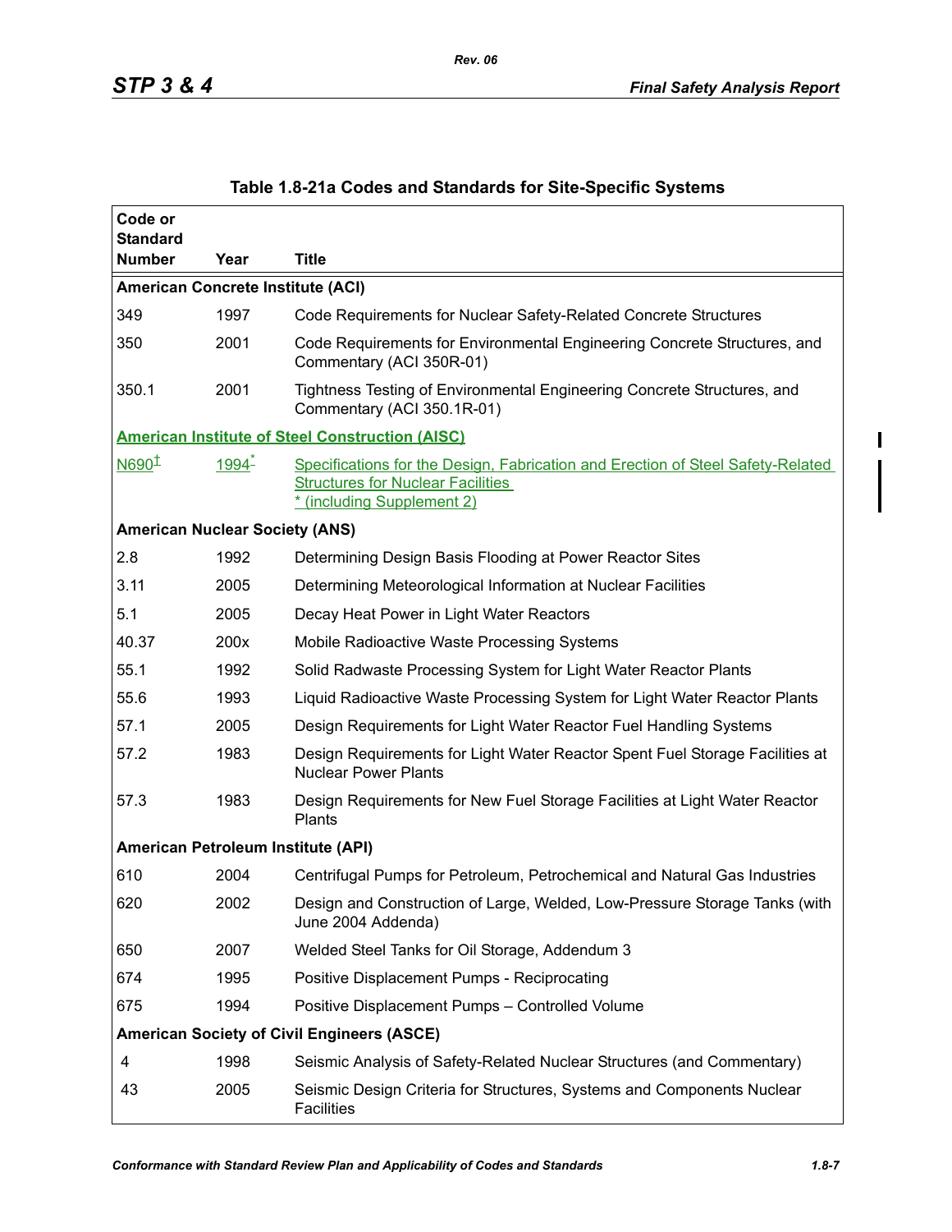## Table 1.8-21a Codes and Standards for Site-Specific Systems

| Code or Standard Number | Year | Title |
|---|---|---|
| **American Concrete Institute (ACI)** | | |
| 349 | 1997 | Code Requirements for Nuclear Safety-Related Concrete Structures |
| 350 | 2001 | Code Requirements for Environmental Engineering Concrete Structures, and Commentary (ACI 350R-01) |
| 350.1 | 2001 | Tightness Testing of Environmental Engineering Concrete Structures, and Commentary (ACI 350.1R-01) |
| **American Institute of Steel Construction (AISC)** | | |
| N690[‡] | 1994[*] | Specifications for the Design, Fabrication and Erection of Steel Safety-Related Structures for Nuclear Facilities * (including Supplement 2) |
| **American Nuclear Society (ANS)** | | |
| 2.8 | 1992 | Determining Design Basis Flooding at Power Reactor Sites |
| 3.11 | 2005 | Determining Meteorological Information at Nuclear Facilities |
| 5.1 | 2005 | Decay Heat Power in Light Water Reactors |
| 40.37 | 200x | Mobile Radioactive Waste Processing Systems |
| 55.1 | 1992 | Solid Radwaste Processing System for Light Water Reactor Plants |
| 55.6 | 1993 | Liquid Radioactive Waste Processing System for Light Water Reactor Plants |
| 57.1 | 2005 | Design Requirements for Light Water Reactor Fuel Handling Systems |
| 57.2 | 1983 | Design Requirements for Light Water Reactor Spent Fuel Storage Facilities at Nuclear Power Plants |
| 57.3 | 1983 | Design Requirements for New Fuel Storage Facilities at Light Water Reactor Plants |
| **American Petroleum Institute (API)** | | |
| 610 | 2004 | Centrifugal Pumps for Petroleum, Petrochemical and Natural Gas Industries |
| 620 | 2002 | Design and Construction of Large, Welded, Low-Pressure Storage Tanks (with June 2004 Addenda) |
| 650 | 2007 | Welded Steel Tanks for Oil Storage, Addendum 3 |
| 674 | 1995 | Positive Displacement Pumps - Reciprocating |
| 675 | 1994 | Positive Displacement Pumps – Controlled Volume |
| **American Society of Civil Engineers (ASCE)** | | |
| 4 | 1998 | Seismic Analysis of Safety-Related Nuclear Structures (and Commentary) |
| 43 | 2005 | Seismic Design Criteria for Structures, Systems and Components Nuclear Facilities |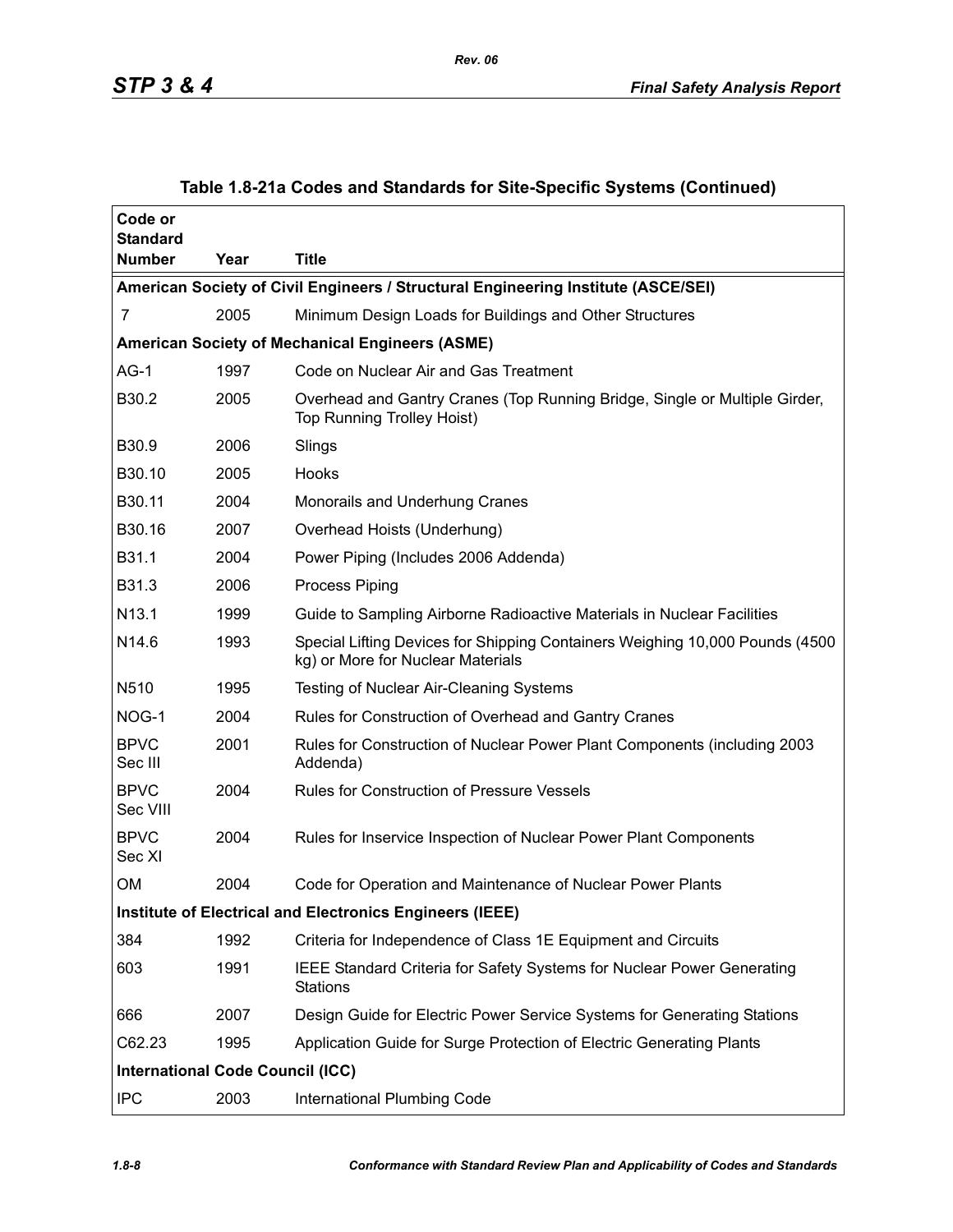## Table 1.8-21a Codes and Standards for Site-Specific Systems (Continued)

| Code or Standard Number | Year | Title |
|---|---|---|
| **American Society of Civil Engineers / Structural Engineering Institute (ASCE/SEI)** | | |
| 7 | 2005 | Minimum Design Loads for Buildings and Other Structures |
| **American Society of Mechanical Engineers (ASME)** | | |
| AG-1 | 1997 | Code on Nuclear Air and Gas Treatment |
| B30.2 | 2005 | Overhead and Gantry Cranes (Top Running Bridge, Single or Multiple Girder, Top Running Trolley Hoist) |
| B30.9 | 2006 | Slings |
| B30.10 | 2005 | Hooks |
| B30.11 | 2004 | Monorails and Underhung Cranes |
| B30.16 | 2007 | Overhead Hoists (Underhung) |
| B31.1 | 2004 | Power Piping (Includes 2006 Addenda) |
| B31.3 | 2006 | Process Piping |
| N13.1 | 1999 | Guide to Sampling Airborne Radioactive Materials in Nuclear Facilities |
| N14.6 | 1993 | Special Lifting Devices for Shipping Containers Weighing 10,000 Pounds (4500 kg) or More for Nuclear Materials |
| N510 | 1995 | Testing of Nuclear Air-Cleaning Systems |
| NOG-1 | 2004 | Rules for Construction of Overhead and Gantry Cranes |
| BPVC Sec III | 2001 | Rules for Construction of Nuclear Power Plant Components (including 2003 Addenda) |
| BPVC Sec VIII | 2004 | Rules for Construction of Pressure Vessels |
| BPVC Sec XI | 2004 | Rules for Inservice Inspection of Nuclear Power Plant Components |
| OM | 2004 | Code for Operation and Maintenance of Nuclear Power Plants |
| **Institute of Electrical and Electronics Engineers (IEEE)** | | |
| 384 | 1992 | Criteria for Independence of Class 1E Equipment and Circuits |
| 603 | 1991 | IEEE Standard Criteria for Safety Systems for Nuclear Power Generating Stations |
| 666 | 2007 | Design Guide for Electric Power Service Systems for Generating Stations |
| C62.23 | 1995 | Application Guide for Surge Protection of Electric Generating Plants |
| **International Code Council (ICC)** | | |
| IPC | 2003 | International Plumbing Code |